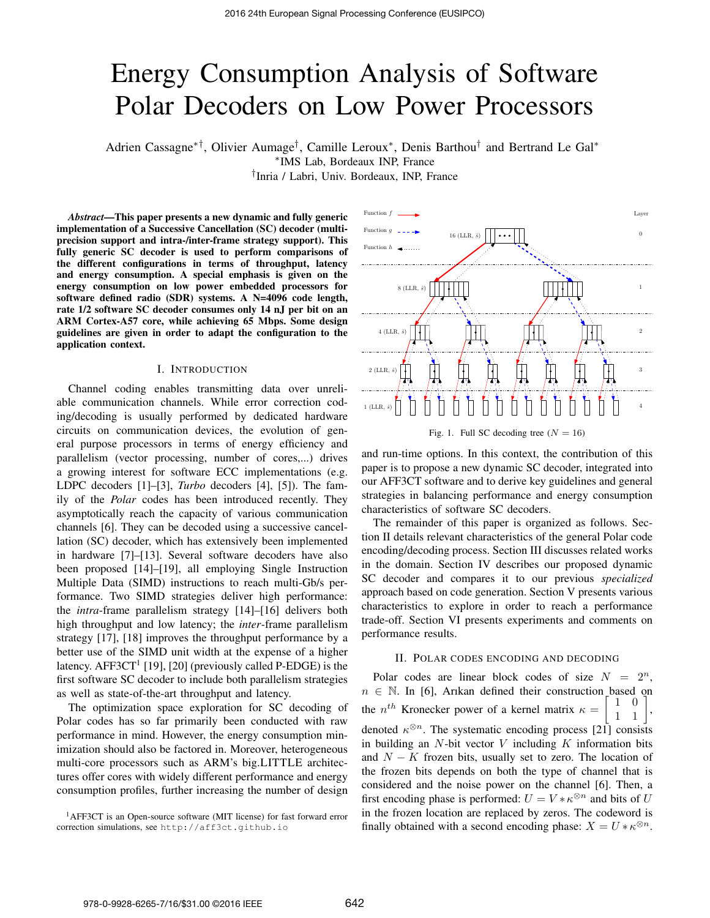# Energy Consumption Analysis of Software Polar Decoders on Low Power Processors

Adrien Cassagne*†, Olivier Aumage†, Camille Leroux*, Denis Barthou† and Bertrand Le Gal*

*IMS Lab, Bordeaux INP, France

†Inria / Labri, Univ. Bordeaux, INP, France

***Abstract*—This paper presents a new dynamic and fully generic implementation of a Successive Cancellation (SC) decoder (multi-precision support and intra-/inter-frame strategy support). This fully generic SC decoder is used to perform comparisons of the different configurations in terms of throughput, latency and energy consumption. A special emphasis is given on the energy consumption on low power embedded processors for software defined radio (SDR) systems. A N=4096 code length, rate 1/2 software SC decoder consumes only 14 nJ per bit on an ARM Cortex-A57 core, while achieving 65 Mbps. Some design guidelines are given in order to adapt the configuration to the application context.**

## I. Introduction

Channel coding enables transmitting data over unreliable communication channels. While error correction coding/decoding is usually performed by dedicated hardware circuits on communication devices, the evolution of general purpose processors in terms of energy efficiency and parallelism (vector processing, number of cores,...) drives a growing interest for software ECC implementations (e.g. LDPC decoders [1]–[3], *Turbo* decoders [4], [5]). The family of the *Polar* codes has been introduced recently. They asymptotically reach the capacity of various communication channels [6]. They can be decoded using a successive cancellation (SC) decoder, which has extensively been implemented in hardware [7]–[13]. Several software decoders have also been proposed [14]–[19], all employing Single Instruction Multiple Data (SIMD) instructions to reach multi-Gb/s performance. Two SIMD strategies deliver high performance: the *intra*-frame parallelism strategy [14]–[16] delivers both high throughput and low latency; the *inter*-frame parallelism strategy [17], [18] improves the throughput performance by a better use of the SIMD unit width at the expense of a higher latency. AFF3CT[1] [19], [20] (previously called P-EDGE) is the first software SC decoder to include both parallelism strategies as well as state-of-the-art throughput and latency.

The optimization space exploration for SC decoding of Polar codes has so far primarily been conducted with raw performance in mind. However, the energy consumption minimization should also be factored in. Moreover, heterogeneous multi-core processors such as ARM's big.LITTLE architectures offer cores with widely different performance and energy consumption profiles, further increasing the number of design and run-time options. In this context, the contribution of this paper is to propose a new dynamic SC decoder, integrated into our AFF3CT software and to derive key guidelines and general strategies in balancing performance and energy consumption characteristics of software SC decoders.

[1] AFF3CT is an Open-source software (MIT license) for fast forward error correction simulations, see http://aff3ct.github.io

Function $f$

Function $g$

Function $h$

Layer

16 (LLR, $\hat{s}$)

8 (LLR, $\hat{s}$)

4 (LLR, $\hat{s}$)

2 (LLR, $\hat{s}$)

1 (LLR, $\hat{s}$)

0

1

2

3

4

Fig. 1. Full SC decoding tree ($N = 16$)

The remainder of this paper is organized as follows. Section II details relevant characteristics of the general Polar code encoding/decoding process. Section III discusses related works in the domain. Section IV describes our proposed dynamic SC decoder and compares it to our previous *specialized* approach based on code generation. Section V presents various characteristics to explore in order to reach a performance trade-off. Section VI presents experiments and comments on performance results.

## II. Polar Codes Encoding and Decoding

Polar codes are linear block codes of size $N = 2^n$, $n \in \mathbb{N}$. In [6], Arıkan defined their construction based on the $n^{th}$ Kronecker power of a kernel matrix $\kappa = \begin{bmatrix} 1 & 0 \\ 1 & 1 \end{bmatrix}$, denoted $\kappa^{\otimes n}$. The systematic encoding process [21] consists in building an $N$-bit vector $V$ including $K$ information bits and $N - K$ frozen bits, usually set to zero. The location of the frozen bits depends on both the type of channel that is considered and the noise power on the channel [6]. Then, a first encoding phase is performed: $U = V * \kappa^{\otimes n}$ and bits of $U$ in the frozen location are replaced by zeros. The codeword is finally obtained with a second encoding phase: $X = U * \kappa^{\otimes n}$.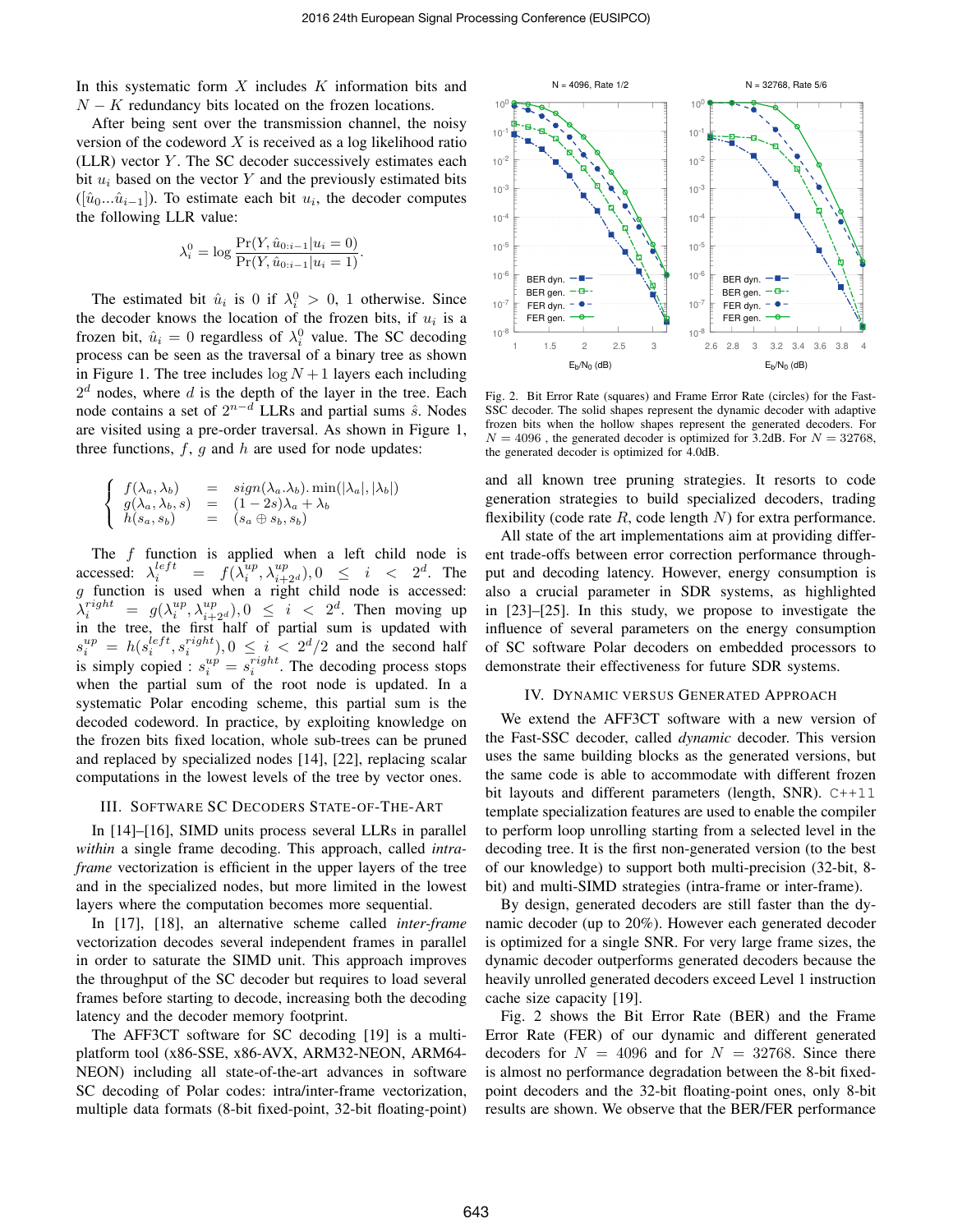In this systematic form $X$ includes $K$ information bits and $N - K$ redundancy bits located on the frozen locations.

After being sent over the transmission channel, the noisy version of the codeword $X$ is received as a log likelihood ratio (LLR) vector $Y$. The SC decoder successively estimates each bit $u_i$ based on the vector $Y$ and the previously estimated bits ($[\hat{u}_0 ... \hat{u}_{i-1}]$). To estimate each bit $u_i$, the decoder computes the following LLR value:

$$\lambda_i^0 = \log \frac{\Pr(Y, \hat{u}_{0:i-1} | u_i = 0)}{\Pr(Y, \hat{u}_{0:i-1} | u_i = 1)}.$$

The estimated bit $\hat{u}_i$ is 0 if $\lambda_i^0 > 0$, 1 otherwise. Since the decoder knows the location of the frozen bits, if $u_i$ is a frozen bit, $\hat{u}_i = 0$ regardless of $\lambda_i^0$ value. The SC decoding process can be seen as the traversal of a binary tree as shown in Figure 1. The tree includes $\log N + 1$ layers each including $2^d$ nodes, where $d$ is the depth of the layer in the tree. Each node contains a set of $2^{n-d}$ LLRs and partial sums $\hat{s}$. Nodes are visited using a pre-order traversal. As shown in Figure 1, three functions, $f$, $g$ and $h$ are used for node updates:

$$\begin{cases} f(\lambda_a, \lambda_b) &= sign(\lambda_a.\lambda_b).\min(|\lambda_a|, |\lambda_b|) \\ g(\lambda_a, \lambda_b, s) &= (1 - 2s)\lambda_a + \lambda_b \\ h(s_a, s_b) &= (s_a \oplus s_b, s_b) \end{cases}$$

The $f$ function is applied when a left child node is accessed: $\lambda_i^{left} = f(\lambda_i^{up}, \lambda_{i+2^d}^{up}), 0 \leq i < 2^d$. The $g$ function is used when a right child node is accessed: $\lambda_i^{right} = g(\lambda_i^{up}, \lambda_{i+2^d}^{up}), 0 \leq i < 2^d$. Then moving up in the tree, the first half of partial sum is updated with $s_i^{up} = h(s_i^{left}, s_i^{right}), 0 \leq i < 2^d/2$ and the second half is simply copied : $s_i^{up} = s_i^{right}$. The decoding process stops when the partial sum of the root node is updated. In a systematic Polar encoding scheme, this partial sum is the decoded codeword. In practice, by exploiting knowledge on the frozen bits fixed location, whole sub-trees can be pruned and replaced by specialized nodes [14], [22], replacing scalar computations in the lowest levels of the tree by vector ones.

## III. Software SC Decoders State-of-the-Art

In [14]–[16], SIMD units process several LLRs in parallel *within* a single frame decoding. This approach, called *intra-frame* vectorization is efficient in the upper layers of the tree and in the specialized nodes, but more limited in the lowest layers where the computation becomes more sequential.

In [17], [18], an alternative scheme called *inter-frame* vectorization decodes several independent frames in parallel in order to saturate the SIMD unit. This approach improves the throughput of the SC decoder but requires to load several frames before starting to decode, increasing both the decoding latency and the decoder memory footprint.

The AFF3CT software for SC decoding [19] is a multi-platform tool (x86-SSE, x86-AVX, ARM32-NEON, ARM64-NEON) including all state-of-the-art advances in software SC decoding of Polar codes: intra/inter-frame vectorization, multiple data formats (8-bit fixed-point, 32-bit floating-point) and all known tree pruning strategies. It resorts to code generation strategies to build specialized decoders, trading flexibility (code rate $R$, code length $N$) for extra performance.

All state of the art implementations aim at providing different trade-offs between error correction performance throughput and decoding latency. However, energy consumption is also a crucial parameter in SDR systems, as highlighted in [23]–[25]. In this study, we propose to investigate the influence of several parameters on the energy consumption of SC software Polar decoders on embedded processors to demonstrate their effectiveness for future SDR systems.

N = 4096, Rate 1/2

N = 32768, Rate 5/6

BER dyn.
BER gen.
FER dyn.
FER gen.

Eb/N0 (dB)

Fig. 2. Bit Error Rate (squares) and Frame Error Rate (circles) for the Fast-SSC decoder. The solid shapes represent the dynamic decoder with adaptive frozen bits when the hollow shapes represent the generated decoders. For $N = 4096$ , the generated decoder is optimized for 3.2dB. For $N = 32768$, the generated decoder is optimized for 4.0dB.

## IV. Dynamic versus Generated Approach

We extend the AFF3CT software with a new version of the Fast-SSC decoder, called *dynamic* decoder. This version uses the same building blocks as the generated versions, but the same code is able to accommodate with different frozen bit layouts and different parameters (length, SNR). C++11 template specialization features are used to enable the compiler to perform loop unrolling starting from a selected level in the decoding tree. It is the first non-generated version (to the best of our knowledge) to support both multi-precision (32-bit, 8-bit) and multi-SIMD strategies (intra-frame or inter-frame).

By design, generated decoders are still faster than the dynamic decoder (up to 20%). However each generated decoder is optimized for a single SNR. For very large frame sizes, the dynamic decoder outperforms generated decoders because the heavily unrolled generated decoders exceed Level 1 instruction cache size capacity [19].

Fig. 2 shows the Bit Error Rate (BER) and the Frame Error Rate (FER) of our dynamic and different generated decoders for $N = 4096$ and for $N = 32768$. Since there is almost no performance degradation between the 8-bit fixed-point decoders and the 32-bit floating-point ones, only 8-bit results are shown. We observe that the BER/FER performance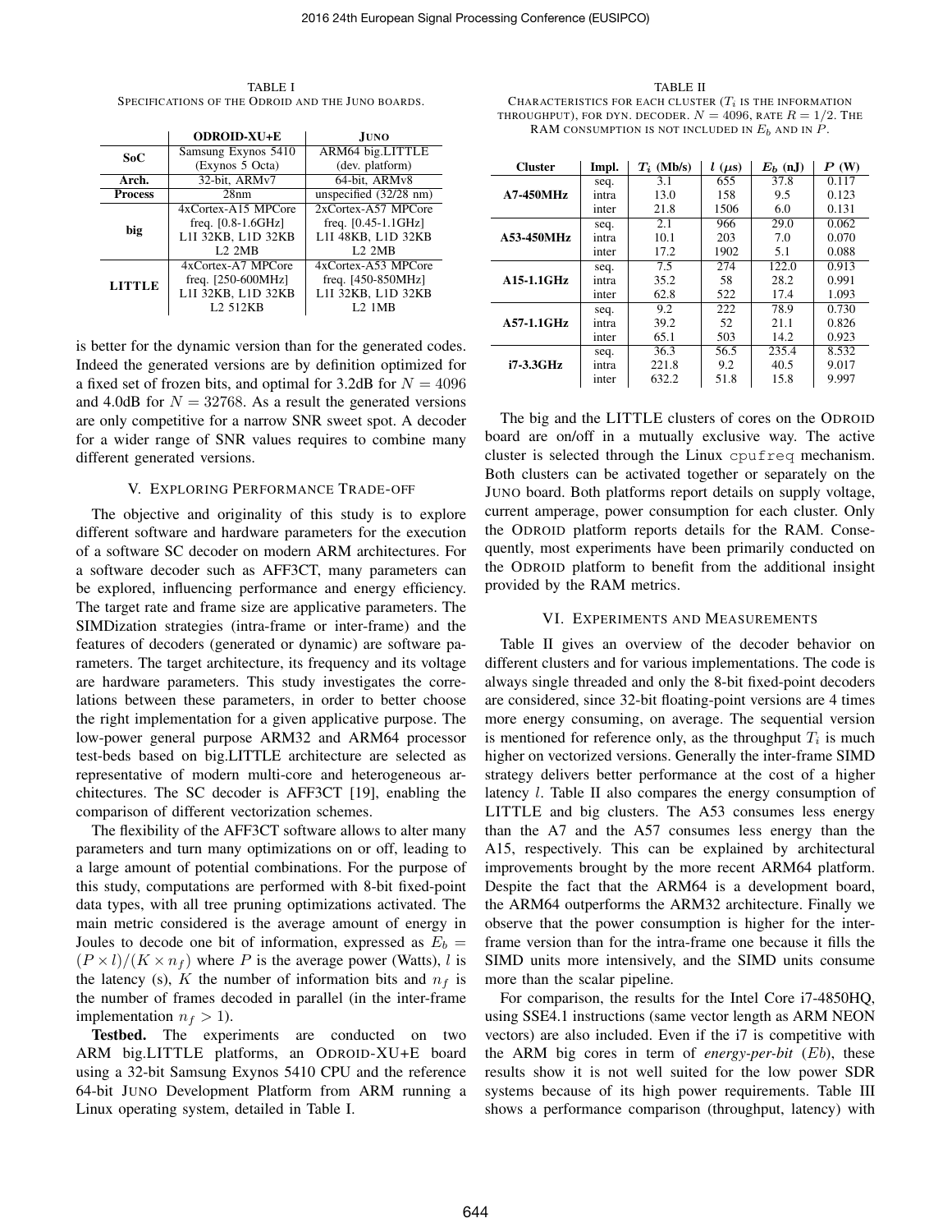TABLE I
SPECIFICATIONS OF THE ODROID AND THE JUNO BOARDS.

| | ODROID-XU+E | JUNO |
|---|---|---|
| **SoC** | Samsung Exynos 5410 (Exynos 5 Octa) | ARM64 big.LITTLE (dev. platform) |
| **Arch.** | 32-bit, ARMv7 | 64-bit, ARMv8 |
| **Process** | 28nm | unspecified (32/28 nm) |
| **big** | 4xCortex-A15 MPCore freq. [0.8-1.6GHz] L1I 32KB, L1D 32KB L2 2MB | 2xCortex-A57 MPCore freq. [0.45-1.1GHz] L1I 48KB, L1D 32KB L2 2MB |
| **LITTLE** | 4xCortex-A7 MPCore freq. [250-600MHz] L1I 32KB, L1D 32KB L2 512KB | 4xCortex-A53 MPCore freq. [450-850MHz] L1I 32KB, L1D 32KB L2 1MB |

is better for the dynamic version than for the generated codes. Indeed the generated versions are by definition optimized for a fixed set of frozen bits, and optimal for 3.2dB for $N = 4096$ and 4.0dB for $N = 32768$. As a result the generated versions are only competitive for a narrow SNR sweet spot. A decoder for a wider range of SNR values requires to combine many different generated versions.

## V. EXPLORING PERFORMANCE TRADE-OFF

The objective and originality of this study is to explore different software and hardware parameters for the execution of a software SC decoder on modern ARM architectures. For a software decoder such as AFF3CT, many parameters can be explored, influencing performance and energy efficiency. The target rate and frame size are applicative parameters. The SIMDization strategies (intra-frame or inter-frame) and the features of decoders (generated or dynamic) are software parameters. The target architecture, its frequency and its voltage are hardware parameters. This study investigates the correlations between these parameters, in order to better choose the right implementation for a given applicative purpose. The low-power general purpose ARM32 and ARM64 processor test-beds based on big.LITTLE architecture are selected as representative of modern multi-core and heterogeneous architectures. The SC decoder is AFF3CT [19], enabling the comparison of different vectorization schemes.

The flexibility of the AFF3CT software allows to alter many parameters and turn many optimizations on or off, leading to a large amount of potential combinations. For the purpose of this study, computations are performed with 8-bit fixed-point data types, with all tree pruning optimizations activated. The main metric considered is the average amount of energy in Joules to decode one bit of information, expressed as $E_b = (P \times l)/(K \times n_f)$ where $P$ is the average power (Watts), $l$ is the latency (s), $K$ the number of information bits and $n_f$ is the number of frames decoded in parallel (in the inter-frame implementation $n_f > 1$).

**Testbed.** The experiments are conducted on two ARM big.LITTLE platforms, an ODROID-XU+E board using a 32-bit Samsung Exynos 5410 CPU and the reference 64-bit JUNO Development Platform from ARM running a Linux operating system, detailed in Table I.

TABLE II
CHARACTERISTICS FOR EACH CLUSTER ($T_i$ IS THE INFORMATION THROUGHPUT), FOR DYN. DECODER. $N = 4096$, RATE $R = 1/2$. THE RAM CONSUMPTION IS NOT INCLUDED IN $E_b$ AND IN $P$.

| Cluster | Impl. | $T_i$ (Mb/s) | $l$ ($\mu$s) | $E_b$ (nJ) | $P$ (W) |
|---|---|---|---|---|---|
| **A7-450MHz** | seq. | 3.1 | 655 | 37.8 | 0.117 |
| | intra | 13.0 | 158 | 9.5 | 0.123 |
| | inter | 21.8 | 1506 | 6.0 | 0.131 |
| **A53-450MHz** | seq. | 2.1 | 966 | 29.0 | 0.062 |
| | intra | 10.1 | 203 | 7.0 | 0.070 |
| | inter | 17.2 | 1902 | 5.1 | 0.088 |
| **A15-1.1GHz** | seq. | 7.5 | 274 | 122.0 | 0.913 |
| | intra | 35.2 | 58 | 28.2 | 0.991 |
| | inter | 62.8 | 522 | 17.4 | 1.093 |
| **A57-1.1GHz** | seq. | 9.2 | 222 | 78.9 | 0.730 |
| | intra | 39.2 | 52 | 21.1 | 0.826 |
| | inter | 65.1 | 503 | 14.2 | 0.923 |
| **i7-3.3GHz** | seq. | 36.3 | 56.5 | 235.4 | 8.532 |
| | intra | 221.8 | 9.2 | 40.5 | 9.017 |
| | inter | 632.2 | 51.8 | 15.8 | 9.997 |

The big and the LITTLE clusters of cores on the ODROID board are on/off in a mutually exclusive way. The active cluster is selected through the Linux `cpufreq` mechanism. Both clusters can be activated together or separately on the JUNO board. Both platforms report details on supply voltage, current amperage, power consumption for each cluster. Only the ODROID platform reports details for the RAM. Consequently, most experiments have been primarily conducted on the ODROID platform to benefit from the additional insight provided by the RAM metrics.

## VI. EXPERIMENTS AND MEASUREMENTS

Table II gives an overview of the decoder behavior on different clusters and for various implementations. The code is always single threaded and only the 8-bit fixed-point decoders are considered, since 32-bit floating-point versions are 4 times more energy consuming, on average. The sequential version is mentioned for reference only, as the throughput $T_i$ is much higher on vectorized versions. Generally the inter-frame SIMD strategy delivers better performance at the cost of a higher latency $l$. Table II also compares the energy consumption of LITTLE and big clusters. The A53 consumes less energy than the A7 and the A57 consumes less energy than the A15, respectively. This can be explained by architectural improvements brought by the more recent ARM64 platform. Despite the fact that the ARM64 is a development board, the ARM64 outperforms the ARM32 architecture. Finally we observe that the power consumption is higher for the inter-frame version than for the intra-frame one because it fills the SIMD units more intensively, and the SIMD units consume more than the scalar pipeline.

For comparison, the results for the Intel Core i7-4850HQ, using SSE4.1 instructions (same vector length as ARM NEON vectors) are also included. Even if the i7 is competitive with the ARM big cores in term of *energy-per-bit* ($Eb$), these results show it is not well suited for the low power SDR systems because of its high power requirements. Table III shows a performance comparison (throughput, latency) with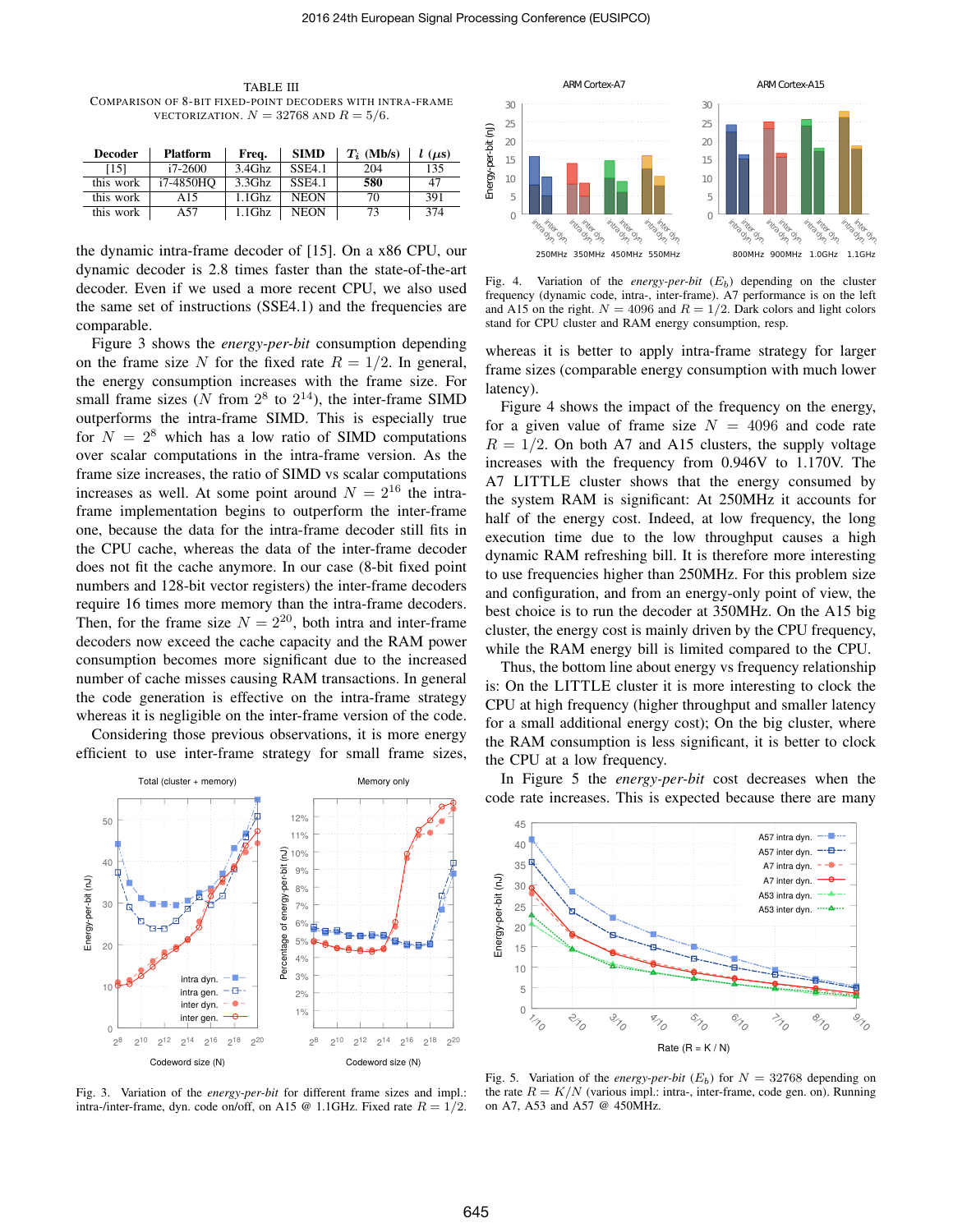TABLE III
COMPARISON OF 8-BIT FIXED-POINT DECODERS WITH INTRA-FRAME VECTORIZATION. $N = 32768$ AND $R = 5/6$.

| Decoder | Platform | Freq. | SIMD | $T_i$ (Mb/s) | $l$ ($\mu$s) |
|---|---|---|---|---|---|
| [15] | i7-2600 | 3.4Ghz | SSE4.1 | 204 | 135 |
| this work | i7-4850HQ | 3.3Ghz | SSE4.1 | **580** | 47 |
| this work | A15 | 1.1Ghz | NEON | 70 | 391 |
| this work | A57 | 1.1Ghz | NEON | 73 | 374 |

the dynamic intra-frame decoder of [15]. On a x86 CPU, our dynamic decoder is 2.8 times faster than the state-of-the-art decoder. Even if we used a more recent CPU, we also used the same set of instructions (SSE4.1) and the frequencies are comparable.

Figure 3 shows the *energy-per-bit* consumption depending on the frame size $N$ for the fixed rate $R = 1/2$. In general, the energy consumption increases with the frame size. For small frame sizes ($N$ from $2^8$ to $2^{14}$), the inter-frame SIMD outperforms the intra-frame SIMD. This is especially true for $N = 2^8$ which has a low ratio of SIMD computations over scalar computations in the intra-frame version. As the frame size increases, the ratio of SIMD vs scalar computations increases as well. At some point around $N = 2^{16}$ the intra-frame implementation begins to outperform the inter-frame one, because the data for the intra-frame decoder still fits in the CPU cache, whereas the data of the inter-frame decoder does not fit the cache anymore. In our case (8-bit fixed point numbers and 128-bit vector registers) the inter-frame decoders require 16 times more memory than the intra-frame decoders. Then, for the frame size $N = 2^{20}$, both intra and inter-frame decoders now exceed the cache capacity and the RAM power consumption becomes more significant due to the increased number of cache misses causing RAM transactions. In general the code generation is effective on the intra-frame strategy whereas it is negligible on the inter-frame version of the code.

Considering those previous observations, it is more energy efficient to use inter-frame strategy for small frame sizes, whereas it is better to apply intra-frame strategy for larger frame sizes (comparable energy consumption with much lower latency).

Total (cluster + memory)
Memory only
Energy-per-bit (nJ)
Percentage of energy-per-bit (nJ)
Codeword size (N)
intra dyn.
intra gen.
inter dyn.
inter gen.

Fig. 3. Variation of the *energy-per-bit* for different frame sizes and impl.: intra-/inter-frame, dyn. code on/off, on A15 @ 1.1GHz. Fixed rate $R = 1/2$.

ARM Cortex-A7
ARM Cortex-A15
Energy-per-bit (nJ)
250MHz 350MHz 450MHz 550MHz
800MHz 900MHz 1.0GHz 1.1GHz

Fig. 4. Variation of the *energy-per-bit* ($E_b$) depending on the cluster frequency (dynamic code, intra-, inter-frame). A7 performance is on the left and A15 on the right. $N = 4096$ and $R = 1/2$. Dark colors and light colors stand for CPU cluster and RAM energy consumption, resp.

Figure 4 shows the impact of the frequency on the energy, for a given value of frame size $N = 4096$ and code rate $R = 1/2$. On both A7 and A15 clusters, the supply voltage increases with the frequency from 0.946V to 1.170V. The A7 LITTLE cluster shows that the energy consumed by the system RAM is significant: At 250MHz it accounts for half of the energy cost. Indeed, at low frequency, the long execution time due to the low throughput causes a high dynamic RAM refreshing bill. It is therefore more interesting to use frequencies higher than 250MHz. For this problem size and configuration, and from an energy-only point of view, the best choice is to run the decoder at 350MHz. On the A15 big cluster, the energy cost is mainly driven by the CPU frequency, while the RAM energy bill is limited compared to the CPU.

Thus, the bottom line about energy vs frequency relationship is: On the LITTLE cluster it is more interesting to clock the CPU at high frequency (higher throughput and smaller latency for a small additional energy cost); On the big cluster, where the RAM consumption is less significant, it is better to clock the CPU at a low frequency.

In Figure 5 the *energy-per-bit* cost decreases when the code rate increases. This is expected because there are many

Energy-per-bit (nJ)
Rate (R = K / N)
A57 intra dyn.
A57 inter dyn.
A7 intra dyn.
A7 inter dyn.
A53 intra dyn.
A53 inter dyn.

Fig. 5. Variation of the *energy-per-bit* ($E_b$) for $N = 32768$ depending on the rate $R = K/N$ (various impl.: intra-, inter-frame, code gen. on). Running on A7, A53 and A57 @ 450MHz.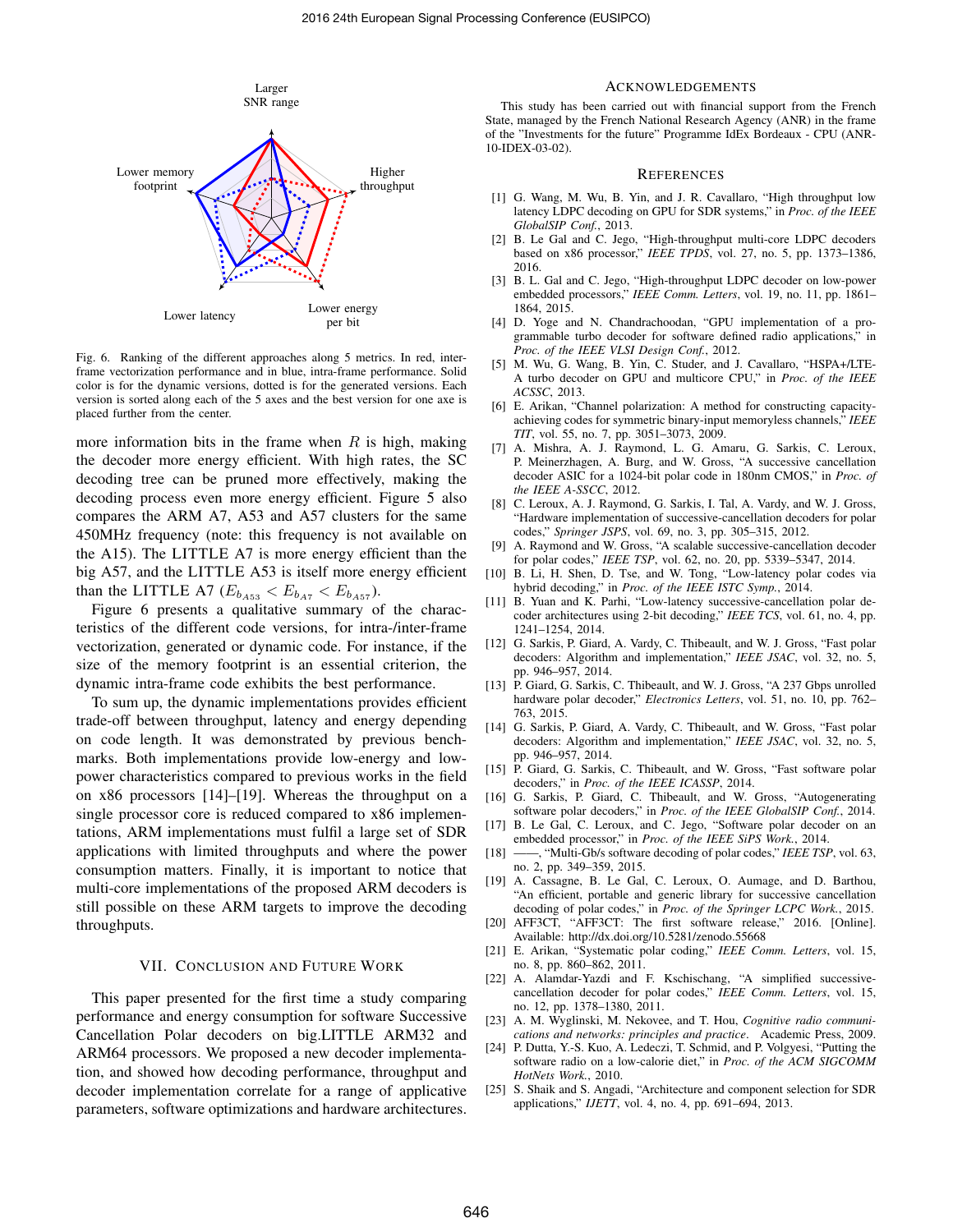Larger
SNR range

Higher
throughput

Lower energy
per bit

Lower latency

Lower memory
footprint

Fig. 6. Ranking of the different approaches along 5 metrics. In red, inter-frame vectorization performance and in blue, intra-frame performance. Solid color is for the dynamic versions, dotted is for the generated versions. Each version is sorted along each of the 5 axes and the best version for one axe is placed further from the center.

more information bits in the frame when $R$ is high, making the decoder more energy efficient. With high rates, the SC decoding tree can be pruned more effectively, making the decoding process even more energy efficient. Figure 5 also compares the ARM A7, A53 and A57 clusters for the same 450MHz frequency (note: this frequency is not available on the A15). The LITTLE A7 is more energy efficient than the big A57, and the LITTLE A53 is itself more energy efficient than the LITTLE A7 ($E_{b_{A53}} < E_{b_{A7}} < E_{b_{A57}}$).

Figure 6 presents a qualitative summary of the characteristics of the different code versions, for intra-/inter-frame vectorization, generated or dynamic code. For instance, if the size of the memory footprint is an essential criterion, the dynamic intra-frame code exhibits the best performance.

To sum up, the dynamic implementations provides efficient trade-off between throughput, latency and energy depending on code length. It was demonstrated by previous benchmarks. Both implementations provide low-energy and low-power characteristics compared to previous works in the field on x86 processors [14]–[19]. Whereas the throughput on a single processor core is reduced compared to x86 implementations, ARM implementations must fulfil a large set of SDR applications with limited throughputs and where the power consumption matters. Finally, it is important to notice that multi-core implementations of the proposed ARM decoders is still possible on these ARM targets to improve the decoding throughputs.

## VII. Conclusion and Future Work

This paper presented for the first time a study comparing performance and energy consumption for software Successive Cancellation Polar decoders on big.LITTLE ARM32 and ARM64 processors. We proposed a new decoder implementation, and showed how decoding performance, throughput and decoder implementation correlate for a range of applicative parameters, software optimizations and hardware architectures.

## Acknowledgements

This study has been carried out with financial support from the French State, managed by the French National Research Agency (ANR) in the frame of the "Investments for the future" Programme IdEx Bordeaux - CPU (ANR-10-IDEX-03-02).

## References

[1] G. Wang, M. Wu, B. Yin, and J. R. Cavallaro, "High throughput low latency LDPC decoding on GPU for SDR systems," in *Proc. of the IEEE GlobalSIP Conf.*, 2013.

[2] B. Le Gal and C. Jego, "High-throughput multi-core LDPC decoders based on x86 processor," *IEEE TPDS*, vol. 27, no. 5, pp. 1373–1386, 2016.

[3] B. L. Gal and C. Jego, "High-throughput LDPC decoder on low-power embedded processors," *IEEE Comm. Letters*, vol. 19, no. 11, pp. 1861–1864, 2015.

[4] D. Yoge and N. Chandrachoodan, "GPU implementation of a programmable turbo decoder for software defined radio applications," in *Proc. of the IEEE VLSI Design Conf.*, 2012.

[5] M. Wu, G. Wang, B. Yin, C. Studer, and J. Cavallaro, "HSPA+/LTE-A turbo decoder on GPU and multicore CPU," in *Proc. of the IEEE ACSSC*, 2013.

[6] E. Arikan, "Channel polarization: A method for constructing capacity-achieving codes for symmetric binary-input memoryless channels," *IEEE TIT*, vol. 55, no. 7, pp. 3051–3073, 2009.

[7] A. Mishra, A. J. Raymond, L. G. Amaru, G. Sarkis, C. Leroux, P. Meinerzhagen, A. Burg, and W. Gross, "A successive cancellation decoder ASIC for a 1024-bit polar code in 180nm CMOS," in *Proc. of the IEEE A-SSCC*, 2012.

[8] C. Leroux, A. J. Raymond, G. Sarkis, I. Tal, A. Vardy, and W. J. Gross, "Hardware implementation of successive-cancellation decoders for polar codes," *Springer JSPS*, vol. 69, no. 3, pp. 305–315, 2012.

[9] A. Raymond and W. Gross, "A scalable successive-cancellation decoder for polar codes," *IEEE TSP*, vol. 62, no. 20, pp. 5339–5347, 2014.

[10] B. Li, H. Shen, D. Tse, and W. Tong, "Low-latency polar codes via hybrid decoding," in *Proc. of the IEEE ISTC Symp.*, 2014.

[11] B. Yuan and K. Parhi, "Low-latency successive-cancellation polar decoder architectures using 2-bit decoding," *IEEE TCS*, vol. 61, no. 4, pp. 1241–1254, 2014.

[12] G. Sarkis, P. Giard, A. Vardy, C. Thibeault, and W. J. Gross, "Fast polar decoders: Algorithm and implementation," *IEEE JSAC*, vol. 32, no. 5, pp. 946–957, 2014.

[13] P. Giard, G. Sarkis, C. Thibeault, and W. J. Gross, "A 237 Gbps unrolled hardware polar decoder," *Electronics Letters*, vol. 51, no. 10, pp. 762–763, 2015.

[14] G. Sarkis, P. Giard, A. Vardy, C. Thibeault, and W. Gross, "Fast polar decoders: Algorithm and implementation," *IEEE JSAC*, vol. 32, no. 5, pp. 946–957, 2014.

[15] P. Giard, G. Sarkis, C. Thibeault, and W. Gross, "Fast software polar decoders," in *Proc. of the IEEE ICASSP*, 2014.

[16] G. Sarkis, P. Giard, C. Thibeault, and W. Gross, "Autogenerating software polar decoders," in *Proc. of the IEEE GlobalSIP Conf.*, 2014.

[17] B. Le Gal, C. Leroux, and C. Jego, "Software polar decoder on an embedded processor," in *Proc. of the IEEE SiPS Work.*, 2014.

[18] ——, "Multi-Gb/s software decoding of polar codes," *IEEE TSP*, vol. 63, no. 2, pp. 349–359, 2015.

[19] A. Cassagne, B. Le Gal, C. Leroux, O. Aumage, and D. Barthou, "An efficient, portable and generic library for successive cancellation decoding of polar codes," in *Proc. of the Springer LCPC Work.*, 2015.

[20] AFF3CT, "AFF3CT: The first software release," 2016. [Online]. Available: http://dx.doi.org/10.5281/zenodo.55668

[21] E. Arikan, "Systematic polar coding," *IEEE Comm. Letters*, vol. 15, no. 8, pp. 860–862, 2011.

[22] A. Alamdar-Yazdi and F. Kschischang, "A simplified successive-cancellation decoder for polar codes," *IEEE Comm. Letters*, vol. 15, no. 12, pp. 1378–1380, 2011.

[23] A. M. Wyglinski, M. Nekovee, and T. Hou, *Cognitive radio communications and networks: principles and practice*. Academic Press, 2009.

[24] P. Dutta, Y.-S. Kuo, A. Ledeczi, T. Schmid, and P. Volgyesi, "Putting the software radio on a low-calorie diet," in *Proc. of the ACM SIGCOMM HotNets Work.*, 2010.

[25] S. Shaik and S. Angadi, "Architecture and component selection for SDR applications," *IJETT*, vol. 4, no. 4, pp. 691–694, 2013.